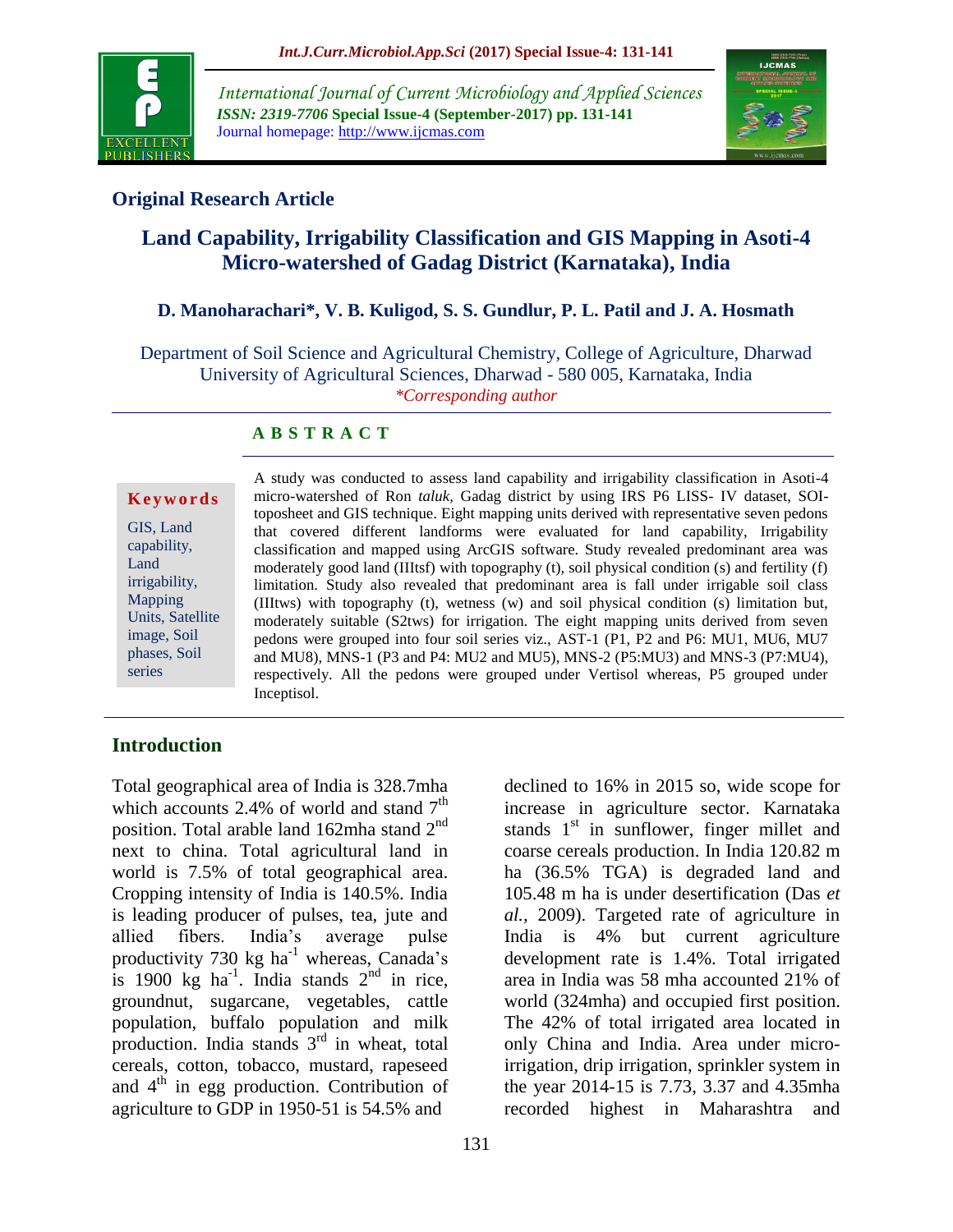**Original Research Article**

# Land Capability, Irrigability Classification and GIS Mapping in Asoti-4 Micro-watershed of Gadag District (Karnataka), India

**D. Manoharachari*, V. B. Kuligod, S. S. Gundlur, P. L. Patil and J. A. Hosmath**

Department of Soil Science and Agricultural Chemistry, College of Agriculture, Dharwad University of Agricultural Sciences, Dharwad - 580 005, Karnataka, India

*\*Corresponding author*

**Keywords**

GIS, Land capability, Land irrigability, Mapping Units, Satellite image, Soil phases, Soil series

## ABSTRACT

A study was conducted to assess land capability and irrigability classification in Asoti-4 micro-watershed of Ron *taluk*, Gadag district by using IRS P6 LISS- IV dataset, SOI-toposheet and GIS technique. Eight mapping units derived with representative seven pedons that covered different landforms were evaluated for land capability, Irrigability classification and mapped using ArcGIS software. Study revealed predominant area was moderately good land (IIItsf) with topography (t), soil physical condition (s) and fertility (f) limitation. Study also revealed that predominant area is fall under irrigable soil class (IIItws) with topography (t), wetness (w) and soil physical condition (s) limitation but, moderately suitable (S2tws) for irrigation. The eight mapping units derived from seven pedons were grouped into four soil series viz., AST-1 (P1, P2 and P6: MU1, MU6, MU7 and MU8), MNS-1 (P3 and P4: MU2 and MU5), MNS-2 (P5:MU3) and MNS-3 (P7:MU4), respectively. All the pedons were grouped under Vertisol whereas, P5 grouped under Inceptisol.

## Introduction

Total geographical area of India is 328.7mha which accounts 2.4% of world and stand 7[th] position. Total arable land 162mha stand 2[nd] next to china. Total agricultural land in world is 7.5% of total geographical area. Cropping intensity of India is 140.5%. India is leading producer of pulses, tea, jute and allied fibers. India's average pulse productivity 730 kg ha$^{-1}$ whereas, Canada's is 1900 kg ha$^{-1}$. India stands 2[nd] in rice, groundnut, sugarcane, vegetables, cattle population, buffalo population and milk production. India stands 3[rd] in wheat, total cereals, cotton, tobacco, mustard, rapeseed and 4[th] in egg production. Contribution of agriculture to GDP in 1950-51 is 54.5% and declined to 16% in 2015 so, wide scope for increase in agriculture sector. Karnataka stands 1[st] in sunflower, finger millet and coarse cereals production. In India 120.82 m ha (36.5% TGA) is degraded land and 105.48 m ha is under desertification (Das *et al.,* 2009). Targeted rate of agriculture in India is 4% but current agriculture development rate is 1.4%. Total irrigated area in India was 58 mha accounted 21% of world (324mha) and occupied first position. The 42% of total irrigated area located in only China and India. Area under micro-irrigation, drip irrigation, sprinkler system in the year 2014-15 is 7.73, 3.37 and 4.35mha recorded highest in Maharashtra and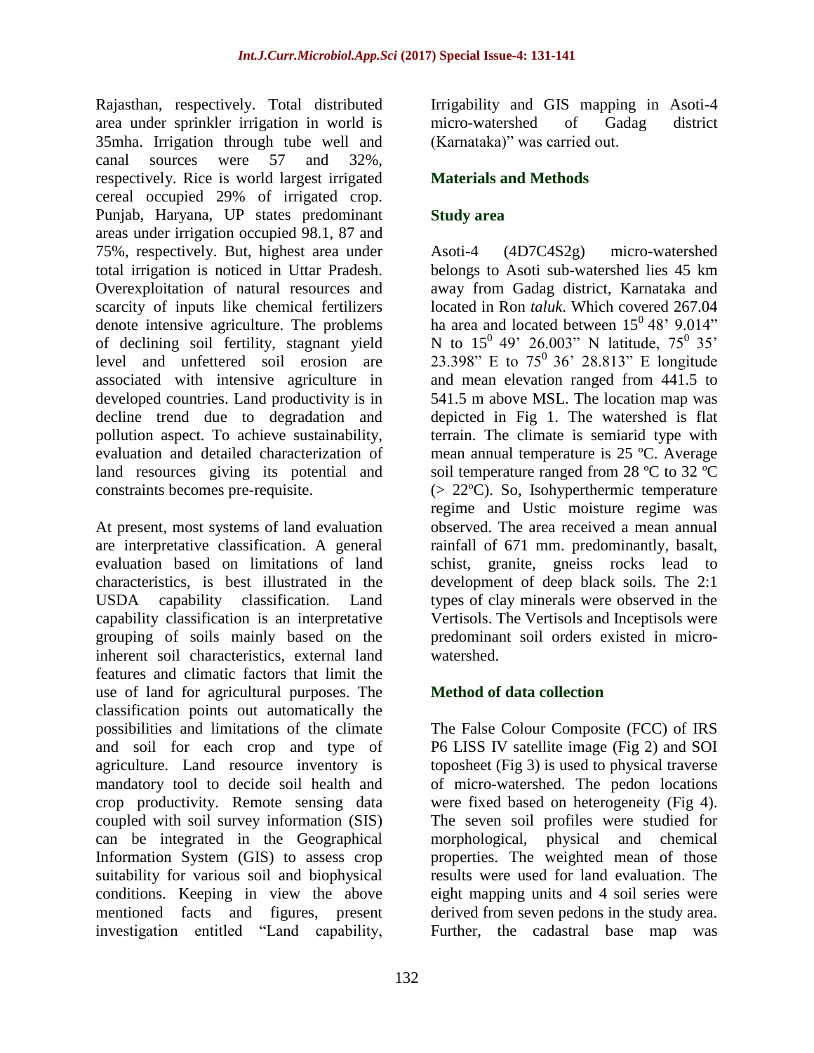Rajasthan, respectively. Total distributed area under sprinkler irrigation in world is 35mha. Irrigation through tube well and canal sources were 57 and 32%, respectively. Rice is world largest irrigated cereal occupied 29% of irrigated crop. Punjab, Haryana, UP states predominant areas under irrigation occupied 98.1, 87 and 75%, respectively. But, highest area under total irrigation is noticed in Uttar Pradesh. Overexploitation of natural resources and scarcity of inputs like chemical fertilizers denote intensive agriculture. The problems of declining soil fertility, stagnant yield level and unfettered soil erosion are associated with intensive agriculture in developed countries. Land productivity is in decline trend due to degradation and pollution aspect. To achieve sustainability, evaluation and detailed characterization of land resources giving its potential and constraints becomes pre-requisite.

At present, most systems of land evaluation are interpretative classification. A general evaluation based on limitations of land characteristics, is best illustrated in the USDA capability classification. Land capability classification is an interpretative grouping of soils mainly based on the inherent soil characteristics, external land features and climatic factors that limit the use of land for agricultural purposes. The classification points out automatically the possibilities and limitations of the climate and soil for each crop and type of agriculture. Land resource inventory is mandatory tool to decide soil health and crop productivity. Remote sensing data coupled with soil survey information (SIS) can be integrated in the Geographical Information System (GIS) to assess crop suitability for various soil and biophysical conditions. Keeping in view the above mentioned facts and figures, present investigation entitled "Land capability, Irrigability and GIS mapping in Asoti-4 micro-watershed of Gadag district (Karnataka)" was carried out.

## Materials and Methods

### Study area

Asoti-4 (4D7C4S2g) micro-watershed belongs to Asoti sub-watershed lies 45 km away from Gadag district, Karnataka and located in Ron *taluk*. Which covered 267.04 ha area and located between $15^0$ 48' 9.014" N to $15^0$ 49' 26.003" N latitude, $75^0$ 35' 23.398" E to $75^0$ 36' 28.813" E longitude and mean elevation ranged from 441.5 to 541.5 m above MSL. The location map was depicted in Fig 1. The watershed is flat terrain. The climate is semiarid type with mean annual temperature is 25 ºC. Average soil temperature ranged from 28 ºC to 32 ºC (> 22ºC). So, Isohyperthermic temperature regime and Ustic moisture regime was observed. The area received a mean annual rainfall of 671 mm. predominantly, basalt, schist, granite, gneiss rocks lead to development of deep black soils. The 2:1 types of clay minerals were observed in the Vertisols. The Vertisols and Inceptisols were predominant soil orders existed in micro-watershed.

### Method of data collection

The False Colour Composite (FCC) of IRS P6 LISS IV satellite image (Fig 2) and SOI toposheet (Fig 3) is used to physical traverse of micro-watershed. The pedon locations were fixed based on heterogeneity (Fig 4). The seven soil profiles were studied for morphological, physical and chemical properties. The weighted mean of those results were used for land evaluation. The eight mapping units and 4 soil series were derived from seven pedons in the study area. Further, the cadastral base map was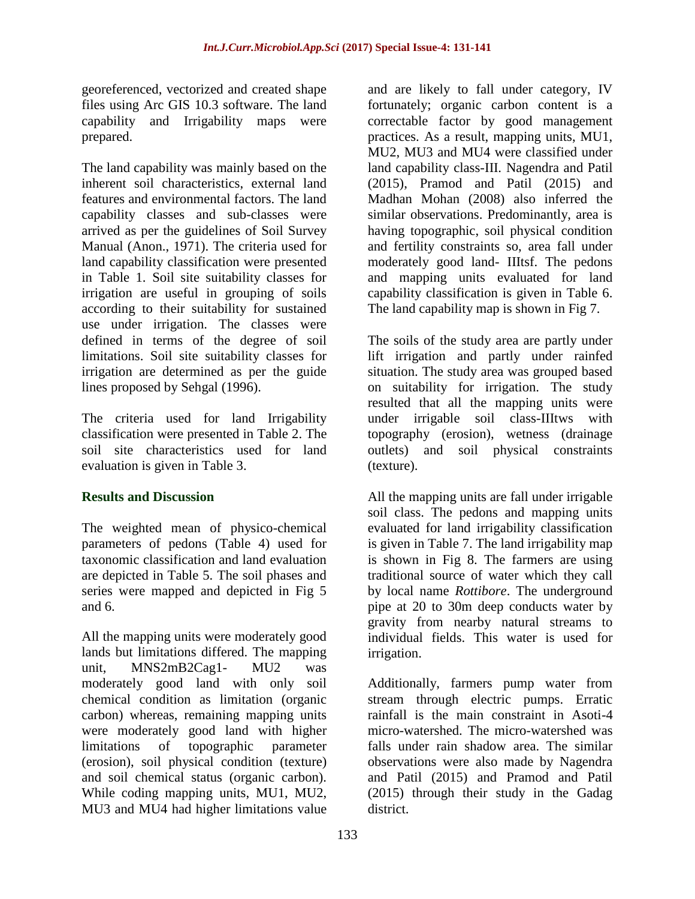georeferenced, vectorized and created shape files using Arc GIS 10.3 software. The land capability and Irrigability maps were prepared.

The land capability was mainly based on the inherent soil characteristics, external land features and environmental factors. The land capability classes and sub-classes were arrived as per the guidelines of Soil Survey Manual (Anon., 1971). The criteria used for land capability classification were presented in Table 1. Soil site suitability classes for irrigation are useful in grouping of soils according to their suitability for sustained use under irrigation. The classes were defined in terms of the degree of soil limitations. Soil site suitability classes for irrigation are determined as per the guide lines proposed by Sehgal (1996).

The criteria used for land Irrigability classification were presented in Table 2. The soil site characteristics used for land evaluation is given in Table 3.

## Results and Discussion

The weighted mean of physico-chemical parameters of pedons (Table 4) used for taxonomic classification and land evaluation are depicted in Table 5. The soil phases and series were mapped and depicted in Fig 5 and 6.

All the mapping units were moderately good lands but limitations differed. The mapping unit, MNS2mB2Cag1- MU2 was moderately good land with only soil chemical condition as limitation (organic carbon) whereas, remaining mapping units were moderately good land with higher limitations of topographic parameter (erosion), soil physical condition (texture) and soil chemical status (organic carbon). While coding mapping units, MU1, MU2, MU3 and MU4 had higher limitations value and are likely to fall under category, IV fortunately; organic carbon content is a correctable factor by good management practices. As a result, mapping units, MU1, MU2, MU3 and MU4 were classified under land capability class-III. Nagendra and Patil (2015), Pramod and Patil (2015) and Madhan Mohan (2008) also inferred the similar observations. Predominantly, area is having topographic, soil physical condition and fertility constraints so, area fall under moderately good land- IIItsf. The pedons and mapping units evaluated for land capability classification is given in Table 6. The land capability map is shown in Fig 7.

The soils of the study area are partly under lift irrigation and partly under rainfed situation. The study area was grouped based on suitability for irrigation. The study resulted that all the mapping units were under irrigable soil class-IIItws with topography (erosion), wetness (drainage outlets) and soil physical constraints (texture).

All the mapping units are fall under irrigable soil class. The pedons and mapping units evaluated for land irrigability classification is given in Table 7. The land irrigability map is shown in Fig 8. The farmers are using traditional source of water which they call by local name *Rottibore*. The underground pipe at 20 to 30m deep conducts water by gravity from nearby natural streams to individual fields. This water is used for irrigation.

Additionally, farmers pump water from stream through electric pumps. Erratic rainfall is the main constraint in Asoti-4 micro-watershed. The micro-watershed was falls under rain shadow area. The similar observations were also made by Nagendra and Patil (2015) and Pramod and Patil (2015) through their study in the Gadag district.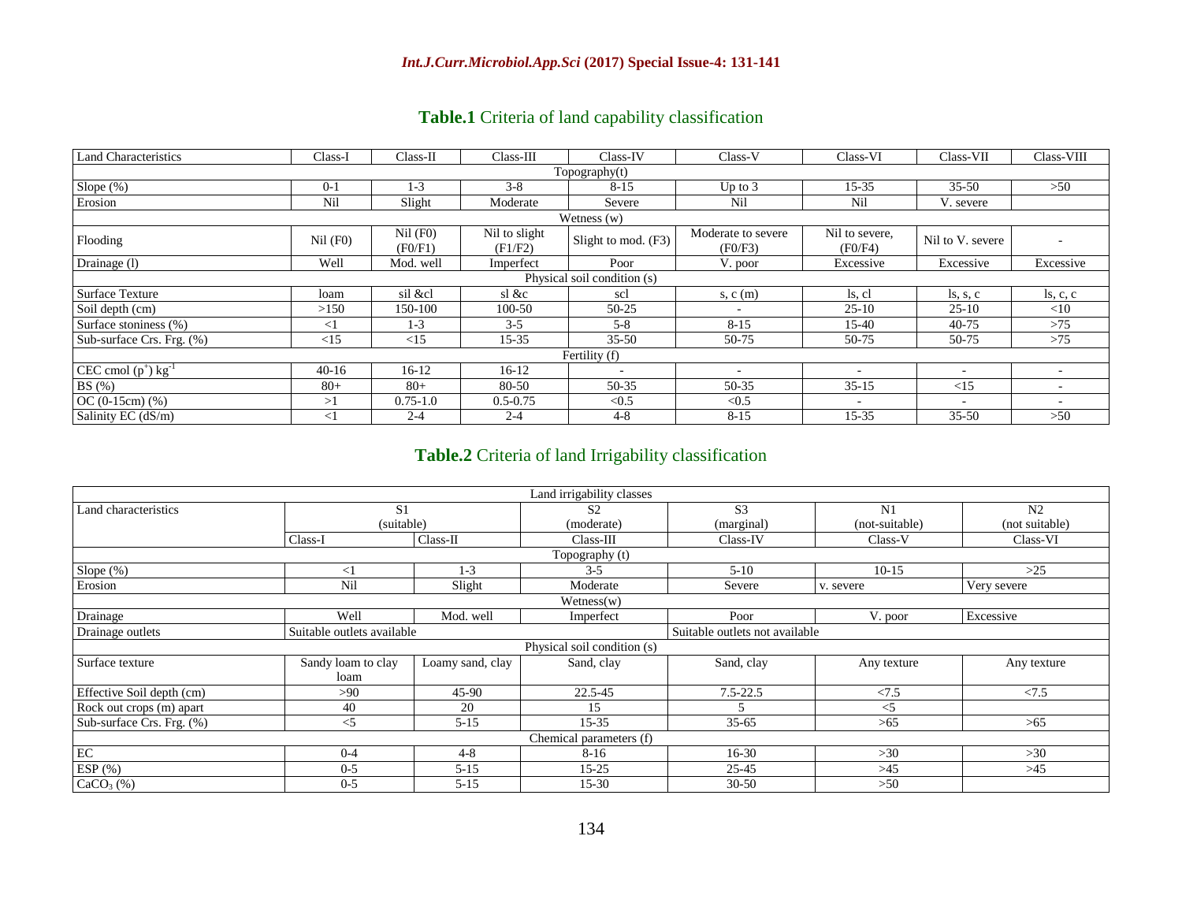**Table.1** Criteria of land capability classification

| Land Characteristics | Class-I | Class-II | Class-III | Class-IV | Class-V | Class-VI | Class-VII | Class-VIII |
|---|---|---|---|---|---|---|---|---|
| Topography(t) | | | | | | | | |
| Slope (%) | 0-1 | 1-3 | 3-8 | 8-15 | Up to 3 | 15-35 | 35-50 | >50 |
| Erosion | Nil | Slight | Moderate | Severe | Nil | Nil | V. severe | |
| Wetness (w) | | | | | | | | |
| Flooding | Nil (F0) | Nil (F0) (F0/F1) | Nil to slight (F1/F2) | Slight to mod. (F3) | Moderate to severe (F0/F3) | Nil to severe, (F0/F4) | Nil to V. severe | - |
| Drainage (l) | Well | Mod. well | Imperfect | Poor | V. poor | Excessive | Excessive | Excessive |
| Physical soil condition (s) | | | | | | | | |
| Surface Texture | loam | sil &cl | sl &c | scl | s, c (m) | ls, cl | ls, s, c | ls, c, c |
| Soil depth (cm) | >150 | 150-100 | 100-50 | 50-25 | - | 25-10 | 25-10 | <10 |
| Surface stoniness (%) | <1 | 1-3 | 3-5 | 5-8 | 8-15 | 15-40 | 40-75 | >75 |
| Sub-surface Crs. Frg. (%) | <15 | <15 | 15-35 | 35-50 | 50-75 | 50-75 | 50-75 | >75 |
| Fertility (f) | | | | | | | | |
| CEC cmol $(p^{+})$ $kg^{-1}$ | 40-16 | 16-12 | 16-12 | - | - | - | - | - |
| BS (%) | 80+ | 80+ | 80-50 | 50-35 | 50-35 | 35-15 | <15 | - |
| OC (0-15cm) (%) | >1 | 0.75-1.0 | 0.5-0.75 | <0.5 | <0.5 | - | - | - |
| Salinity EC (dS/m) | <1 | 2-4 | 2-4 | 4-8 | 8-15 | 15-35 | 35-50 | >50 |

**Table.2** Criteria of land Irrigability classification

| Land characteristics | S1 (suitable) | | S2 (moderate) | S3 (marginal) | N1 (not-suitable) | N2 (not suitable) |
|---|---|---|---|---|---|---|
| | Class-I | Class-II | Class-III | Class-IV | Class-V | Class-VI |
| Topography (t) | | | | | | |
| Slope (%) | <1 | 1-3 | 3-5 | 5-10 | 10-15 | >25 |
| Erosion | Nil | Slight | Moderate | Severe | v. severe | Very severe |
| Wetness(w) | | | | | | |
| Drainage | Well | Mod. well | Imperfect | Poor | V. poor | Excessive |
| Drainage outlets | Suitable outlets available | | | Suitable outlets not available | | |
| Physical soil condition (s) | | | | | | |
| Surface texture | Sandy loam to clay loam | Loamy sand, clay | Sand, clay | Sand, clay | Any texture | Any texture |
| Effective Soil depth (cm) | >90 | 45-90 | 22.5-45 | 7.5-22.5 | <7.5 | <7.5 |
| Rock out crops (m) apart | 40 | 20 | 15 | 5 | <5 | |
| Sub-surface Crs. Frg. (%) | <5 | 5-15 | 15-35 | 35-65 | >65 | >65 |
| Chemical parameters (f) | | | | | | |
| EC | 0-4 | 4-8 | 8-16 | 16-30 | >30 | >30 |
| ESP (%) | 0-5 | 5-15 | 15-25 | 25-45 | >45 | >45 |
| $CaCO_3$ (%) | 0-5 | 5-15 | 15-30 | 30-50 | >50 | |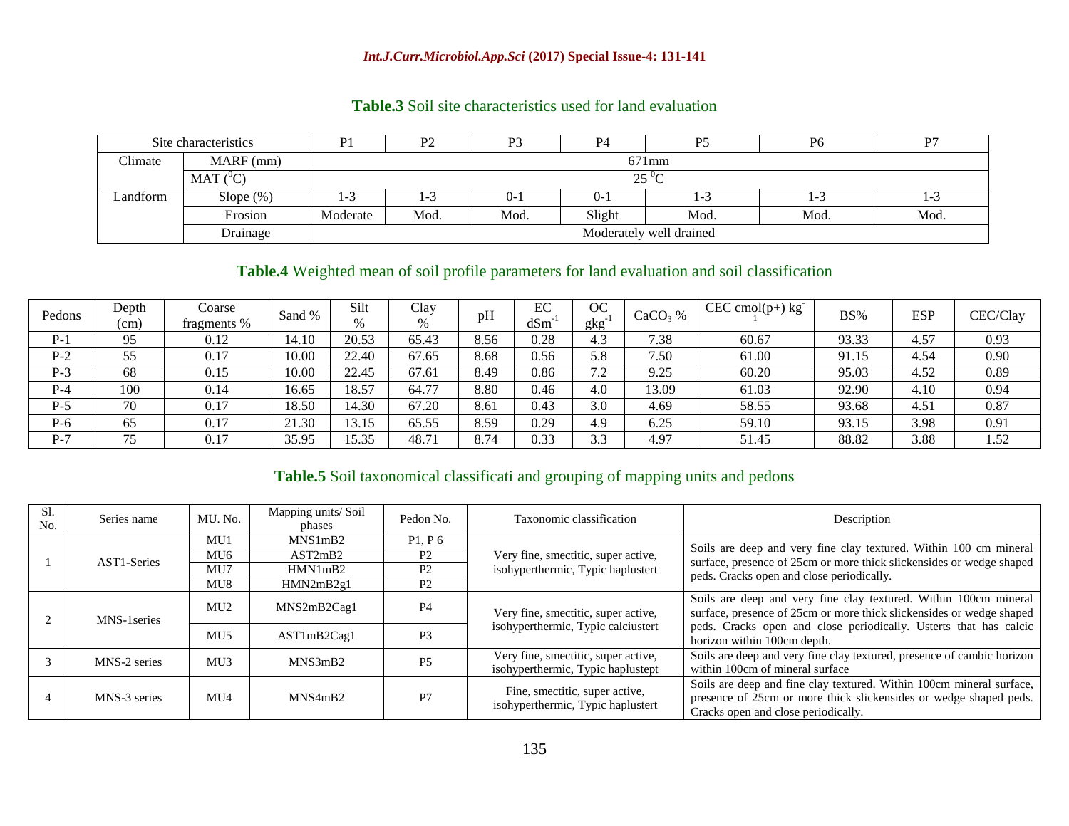**Table.3** Soil site characteristics used for land evaluation

| Site characteristics | | P1 | P2 | P3 | P4 | P5 | P6 | P7 |
|---|---|---|---|---|---|---|---|---|
| Climate | MARF (mm) | 671mm | | | | | | |
| | MAT ($^0$C) | 25 $^0$C | | | | | | |
| Landform | Slope (%) | 1-3 | 1-3 | 0-1 | 0-1 | 1-3 | 1-3 | 1-3 |
| | Erosion | Moderate | Mod. | Mod. | Slight | Mod. | Mod. | Mod. |
| | Drainage | Moderately well drained | | | | | | |

**Table.4** Weighted mean of soil profile parameters for land evaluation and soil classification

| Pedons | Depth (cm) | Coarse fragments % | Sand % | Silt % | Clay % | pH | EC dSm$^{-1}$ | OC gkg$^{-1}$ | $CaCO_3$ % | CEC cmol(p+) kg$^{-1}$ | BS% | ESP | CEC/Clay |
|---|---|---|---|---|---|---|---|---|---|---|---|---|---|
| P-1 | 95 | 0.12 | 14.10 | 20.53 | 65.43 | 8.56 | 0.28 | 4.3 | 7.38 | 60.67 | 93.33 | 4.57 | 0.93 |
| P-2 | 55 | 0.17 | 10.00 | 22.40 | 67.65 | 8.68 | 0.56 | 5.8 | 7.50 | 61.00 | 91.15 | 4.54 | 0.90 |
| P-3 | 68 | 0.15 | 10.00 | 22.45 | 67.61 | 8.49 | 0.86 | 7.2 | 9.25 | 60.20 | 95.03 | 4.52 | 0.89 |
| P-4 | 100 | 0.14 | 16.65 | 18.57 | 64.77 | 8.80 | 0.46 | 4.0 | 13.09 | 61.03 | 92.90 | 4.10 | 0.94 |
| P-5 | 70 | 0.17 | 18.50 | 14.30 | 67.20 | 8.61 | 0.43 | 3.0 | 4.69 | 58.55 | 93.68 | 4.51 | 0.87 |
| P-6 | 65 | 0.17 | 21.30 | 13.15 | 65.55 | 8.59 | 0.29 | 4.9 | 6.25 | 59.10 | 93.15 | 3.98 | 0.91 |
| P-7 | 75 | 0.17 | 35.95 | 15.35 | 48.71 | 8.74 | 0.33 | 3.3 | 4.97 | 51.45 | 88.82 | 3.88 | 1.52 |

**Table.5** Soil taxonomical classificati and grouping of mapping units and pedons

| Sl. No. | Series name | MU. No. | Mapping units/ Soil phases | Pedon No. | Taxonomic classification | Description |
|---|---|---|---|---|---|---|
| 1 | AST1-Series | MU1 | MNS1mB2 | P1, P 6 | Very fine, smectitic, super active, isohyperthermic, Typic haplustert | Soils are deep and very fine clay textured. Within 100 cm mineral surface, presence of 25cm or more thick slickensides or wedge shaped peds. Cracks open and close periodically. |
| | | MU6 | AST2mB2 | P2 | | |
| | | MU7 | HMN1mB2 | P2 | | |
| | | MU8 | HMN2mB2g1 | P2 | | |
| 2 | MNS-1series | MU2 | MNS2mB2Cag1 | P4 | Very fine, smectitic, super active, isohyperthermic, Typic calciustert | Soils are deep and very fine clay textured. Within 100cm mineral surface, presence of 25cm or more thick slickensides or wedge shaped peds. Cracks open and close periodically. Usterts that has calcic horizon within 100cm depth. |
| | | MU5 | AST1mB2Cag1 | P3 | | |
| 3 | MNS-2 series | MU3 | MNS3mB2 | P5 | Very fine, smectitic, super active, isohyperthermic, Typic haplustept | Soils are deep and very fine clay textured, presence of cambic horizon within 100cm of mineral surface |
| 4 | MNS-3 series | MU4 | MNS4mB2 | P7 | Fine, smectitic, super active, isohyperthermic, Typic haplustert | Soils are deep and fine clay textured. Within 100cm mineral surface, presence of 25cm or more thick slickensides or wedge shaped peds. Cracks open and close periodically. |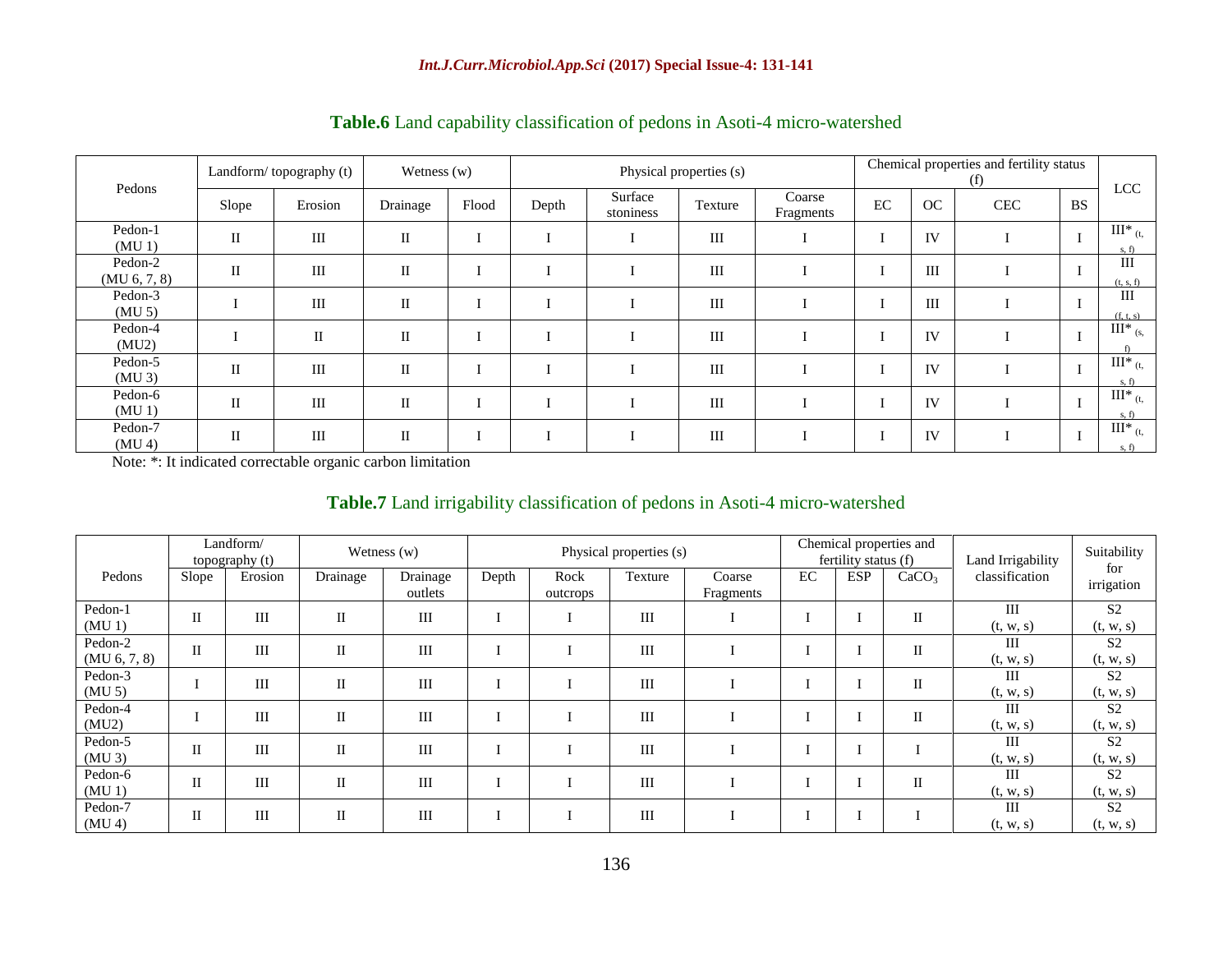**Table.6** Land capability classification of pedons in Asoti-4 micro-watershed

| Pedons | Landform/ topography (t) | | Wetness (w) | | Physical properties (s) | | | | Chemical properties and fertility status (f) | | | | LCC |
|---|---|---|---|---|---|---|---|---|---|---|---|---|---|
| | Slope | Erosion | Drainage | Flood | Depth | Surface stoniness | Texture | Coarse Fragments | EC | OC | CEC | BS | |
| Pedon-1 (MU 1) | II | III | II | I | I | I | III | I | I | IV | I | I | III* (t, s, f) |
| Pedon-2 (MU 6, 7, 8) | II | III | II | I | I | I | III | I | I | III | I | I | III (t, s, f) |
| Pedon-3 (MU 5) | I | III | II | I | I | I | III | I | I | III | I | I | III (f, t, s) |
| Pedon-4 (MU2) | I | II | II | I | I | I | III | I | I | IV | I | I | III* (s, f) |
| Pedon-5 (MU 3) | II | III | II | I | I | I | III | I | I | IV | I | I | III* (t, s, f) |
| Pedon-6 (MU 1) | II | III | II | I | I | I | III | I | I | IV | I | I | III* (t, s, f) |
| Pedon-7 (MU 4) | II | III | II | I | I | I | III | I | I | IV | I | I | III* (t, s, f) |

Note: *: It indicated correctable organic carbon limitation

**Table.7** Land irrigability classification of pedons in Asoti-4 micro-watershed

| Pedons | Landform/ topography (t) | | Wetness (w) | | Physical properties (s) | | | | Chemical properties and fertility status (f) | | | Land Irrigability classification | Suitability for irrigation |
|---|---|---|---|---|---|---|---|---|---|---|---|---|---|
| | Slope | Erosion | Drainage | Drainage outlets | Depth | Rock outcrops | Texture | Coarse Fragments | EC | ESP | $CaCO_3$ | | |
| Pedon-1 (MU 1) | II | III | II | III | I | I | III | I | I | I | II | III (t, w, s) | S2 (t, w, s) |
| Pedon-2 (MU 6, 7, 8) | II | III | II | III | I | I | III | I | I | I | II | III (t, w, s) | S2 (t, w, s) |
| Pedon-3 (MU 5) | I | III | II | III | I | I | III | I | I | I | II | III (t, w, s) | S2 (t, w, s) |
| Pedon-4 (MU2) | I | III | II | III | I | I | III | I | I | I | II | III (t, w, s) | S2 (t, w, s) |
| Pedon-5 (MU 3) | II | III | II | III | I | I | III | I | I | I | I | III (t, w, s) | S2 (t, w, s) |
| Pedon-6 (MU 1) | II | III | II | III | I | I | III | I | I | I | II | III (t, w, s) | S2 (t, w, s) |
| Pedon-7 (MU 4) | II | III | II | III | I | I | III | I | I | I | I | III (t, w, s) | S2 (t, w, s) |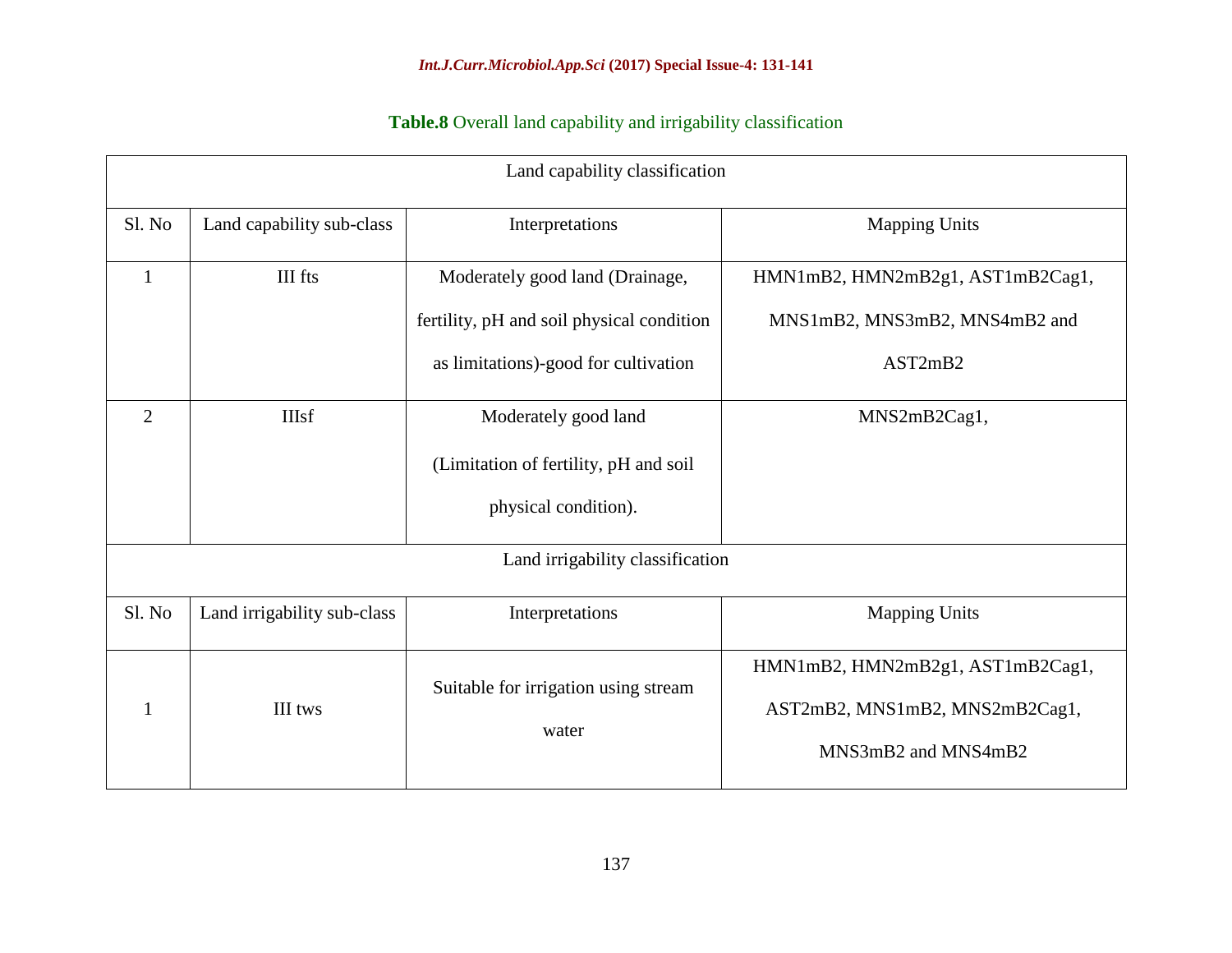**Table.8** Overall land capability and irrigability classification

| Land capability classification | | | |
|---|---|---|---|
| Sl. No | Land capability sub-class | Interpretations | Mapping Units |
| 1 | III fts | Moderately good land (Drainage, fertility, pH and soil physical condition as limitations)-good for cultivation | HMN1mB2, HMN2mB2g1, AST1mB2Cag1, MNS1mB2, MNS3mB2, MNS4mB2 and AST2mB2 |
| 2 | IIIsf | Moderately good land (Limitation of fertility, pH and soil physical condition). | MNS2mB2Cag1, |
| Land irrigability classification | | | |
| Sl. No | Land irrigability sub-class | Interpretations | Mapping Units |
| 1 | III tws | Suitable for irrigation using stream water | HMN1mB2, HMN2mB2g1, AST1mB2Cag1, AST2mB2, MNS1mB2, MNS2mB2Cag1, MNS3mB2 and MNS4mB2 |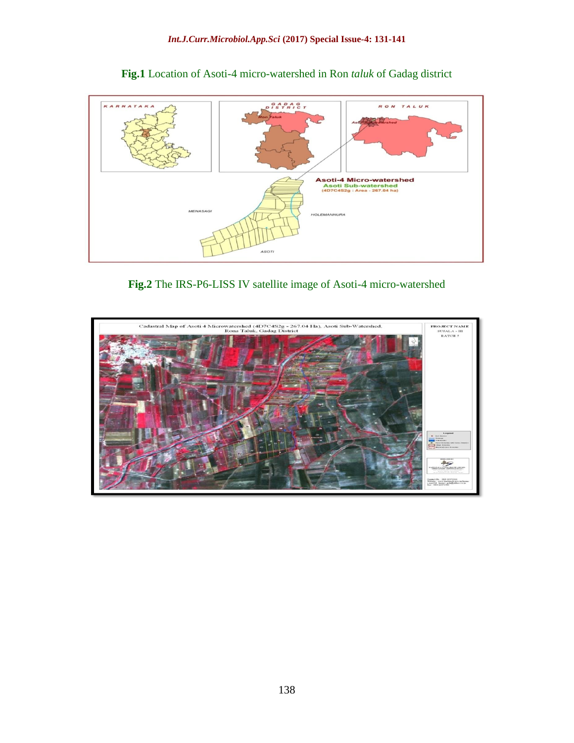**Fig.1** Location of Asoti-4 micro-watershed in Ron *taluk* of Gadag district

**Fig.2** The IRS-P6-LISS IV satellite image of Asoti-4 micro-watershed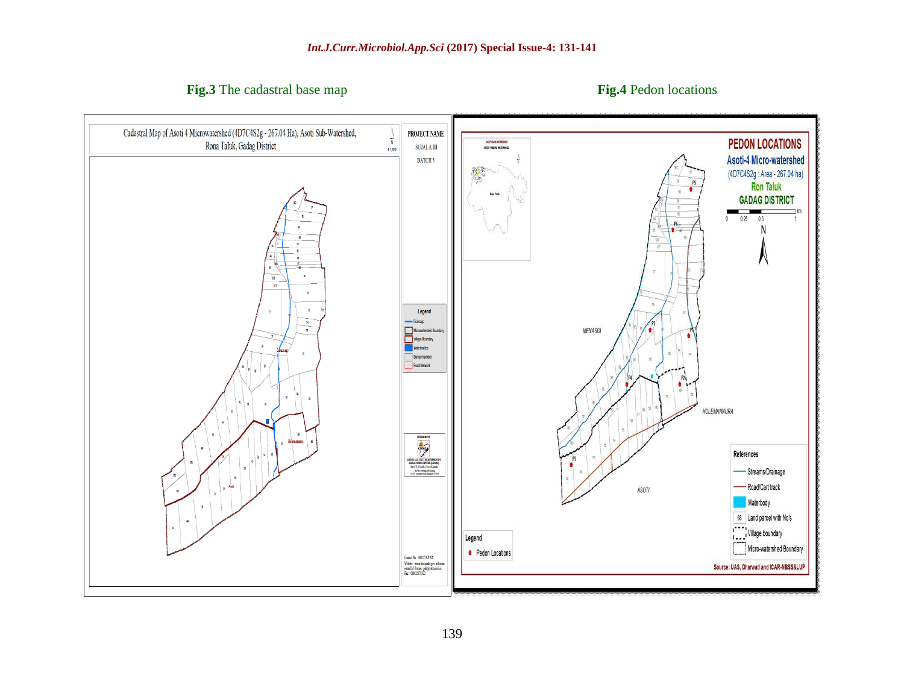**Fig.3** The cadastral base map

**Fig.4** Pedon locations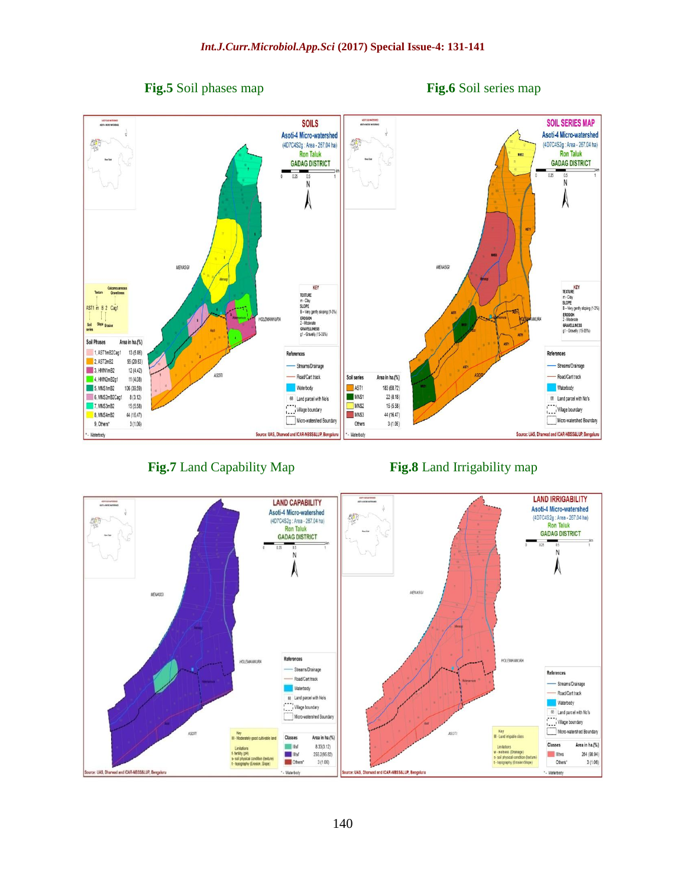**Fig.5** Soil phases map

**Fig.6** Soil series map

**Fig.7** Land Capability Map

**Fig.8** Land Irrigability map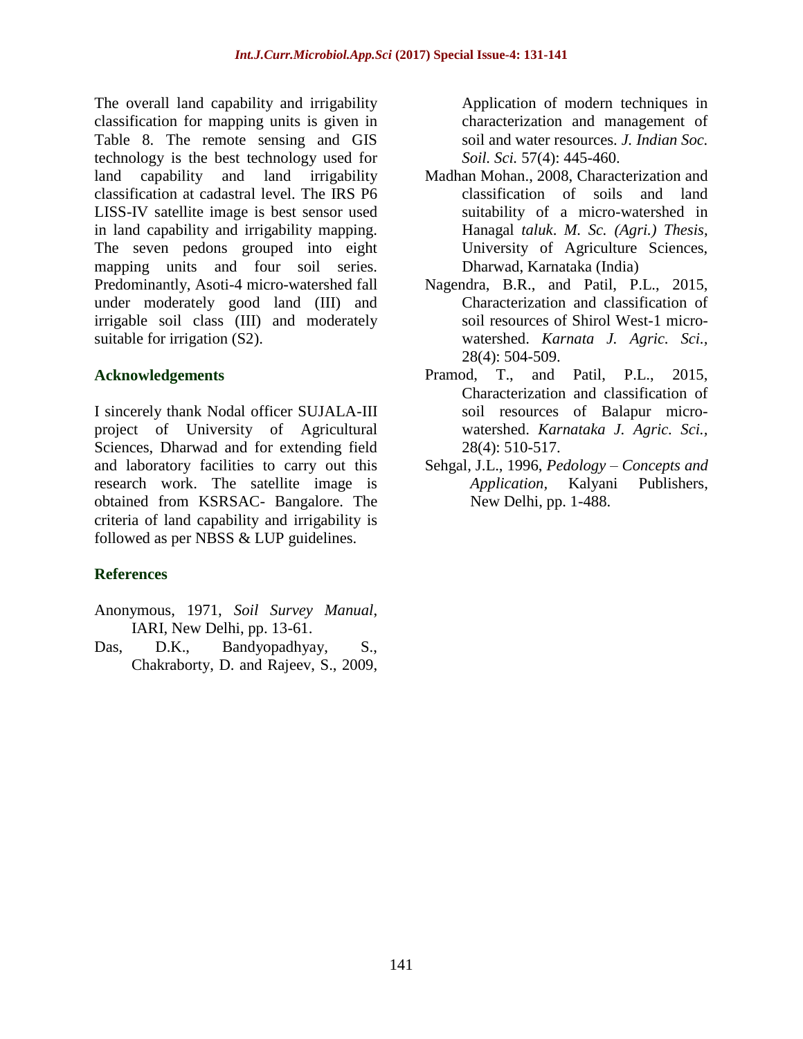The overall land capability and irrigability classification for mapping units is given in Table 8. The remote sensing and GIS technology is the best technology used for land capability and land irrigability classification at cadastral level. The IRS P6 LISS-IV satellite image is best sensor used in land capability and irrigability mapping. The seven pedons grouped into eight mapping units and four soil series. Predominantly, Asoti-4 micro-watershed fall under moderately good land (III) and irrigable soil class (III) and moderately suitable for irrigation (S2).

## Acknowledgements

I sincerely thank Nodal officer SUJALA-III project of University of Agricultural Sciences, Dharwad and for extending field and laboratory facilities to carry out this research work. The satellite image is obtained from KSRSAC- Bangalore. The criteria of land capability and irrigability is followed as per NBSS & LUP guidelines.

## References

Anonymous, 1971, *Soil Survey Manual*, IARI, New Delhi, pp. 13-61.

Das, D.K., Bandyopadhyay, S., Chakraborty, D. and Rajeev, S., 2009, Application of modern techniques in characterization and management of soil and water resources. *J. Indian Soc. Soil. Sci.* 57(4): 445-460.

Madhan Mohan., 2008, Characterization and classification of soils and land suitability of a micro-watershed in Hanagal *taluk*. *M. Sc. (Agri.) Thesis*, University of Agriculture Sciences, Dharwad, Karnataka (India)

Nagendra, B.R., and Patil, P.L., 2015, Characterization and classification of soil resources of Shirol West-1 micro-watershed. *Karnata J. Agric. Sci.*, 28(4): 504-509.

Pramod, T., and Patil, P.L., 2015, Characterization and classification of soil resources of Balapur micro-watershed. *Karnataka J. Agric. Sci.*, 28(4): 510-517.

Sehgal, J.L., 1996, *Pedology – Concepts and Application*, Kalyani Publishers, New Delhi, pp. 1-488.